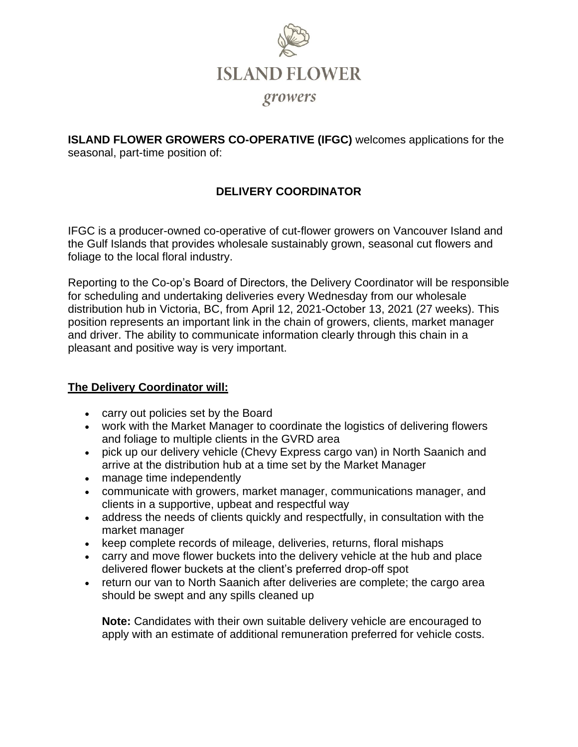# ISLAND FLOWER

*growers*

**ISLAND FLOWER GROWERS CO-OPERATIVE (IFGC)** welcomes applications for the seasonal, part-time position of:

## DELIVERY COORDINATOR

IFGC is a producer-owned co-operative of cut-flower growers on Vancouver Island and the Gulf Islands that provides wholesale sustainably grown, seasonal cut flowers and foliage to the local floral industry.

Reporting to the Co-op's Board of Directors, the Delivery Coordinator will be responsible for scheduling and undertaking deliveries every Wednesday from our wholesale distribution hub in Victoria, BC, from April 12, 2021-October 13, 2021 (27 weeks). This position represents an important link in the chain of growers, clients, market manager and driver. The ability to communicate information clearly through this chain in a pleasant and positive way is very important.

### The Delivery Coordinator will:

- carry out policies set by the Board
- work with the Market Manager to coordinate the logistics of delivering flowers and foliage to multiple clients in the GVRD area
- pick up our delivery vehicle (Chevy Express cargo van) in North Saanich and arrive at the distribution hub at a time set by the Market Manager
- manage time independently
- communicate with growers, market manager, communications manager, and clients in a supportive, upbeat and respectful way
- address the needs of clients quickly and respectfully, in consultation with the market manager
- keep complete records of mileage, deliveries, returns, floral mishaps
- carry and move flower buckets into the delivery vehicle at the hub and place delivered flower buckets at the client's preferred drop-off spot
- return our van to North Saanich after deliveries are complete; the cargo area should be swept and any spills cleaned up

**Note:** Candidates with their own suitable delivery vehicle are encouraged to apply with an estimate of additional remuneration preferred for vehicle costs.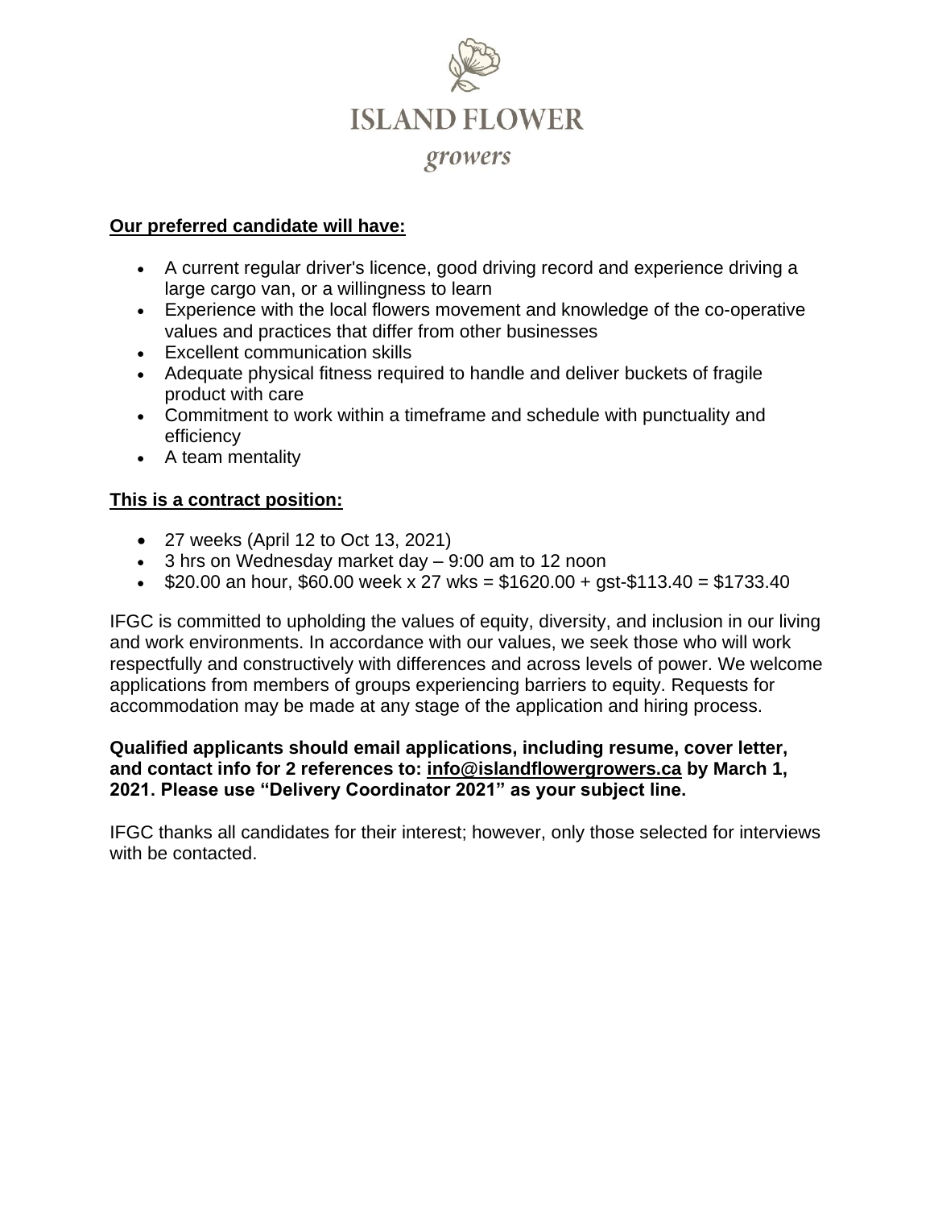ISLAND FLOWER

*growers*

**Our preferred candidate will have:**

- A current regular driver's licence, good driving record and experience driving a large cargo van, or a willingness to learn
- Experience with the local flowers movement and knowledge of the co-operative values and practices that differ from other businesses
- Excellent communication skills
- Adequate physical fitness required to handle and deliver buckets of fragile product with care
- Commitment to work within a timeframe and schedule with punctuality and efficiency
- A team mentality

**This is a contract position:**

- 27 weeks (April 12 to Oct 13, 2021)
- 3 hrs on Wednesday market day – 9:00 am to 12 noon
- $20.00 an hour, $60.00 week x 27 wks = $1620.00 + gst-$113.40 = $1733.40

IFGC is committed to upholding the values of equity, diversity, and inclusion in our living and work environments. In accordance with our values, we seek those who will work respectfully and constructively with differences and across levels of power. We welcome applications from members of groups experiencing barriers to equity. Requests for accommodation may be made at any stage of the application and hiring process.

**Qualified applicants should email applications, including resume, cover letter, and contact info for 2 references to: info@islandflowergrowers.ca by March 1, 2021. Please use "Delivery Coordinator 2021" as your subject line.**

IFGC thanks all candidates for their interest; however, only those selected for interviews with be contacted.